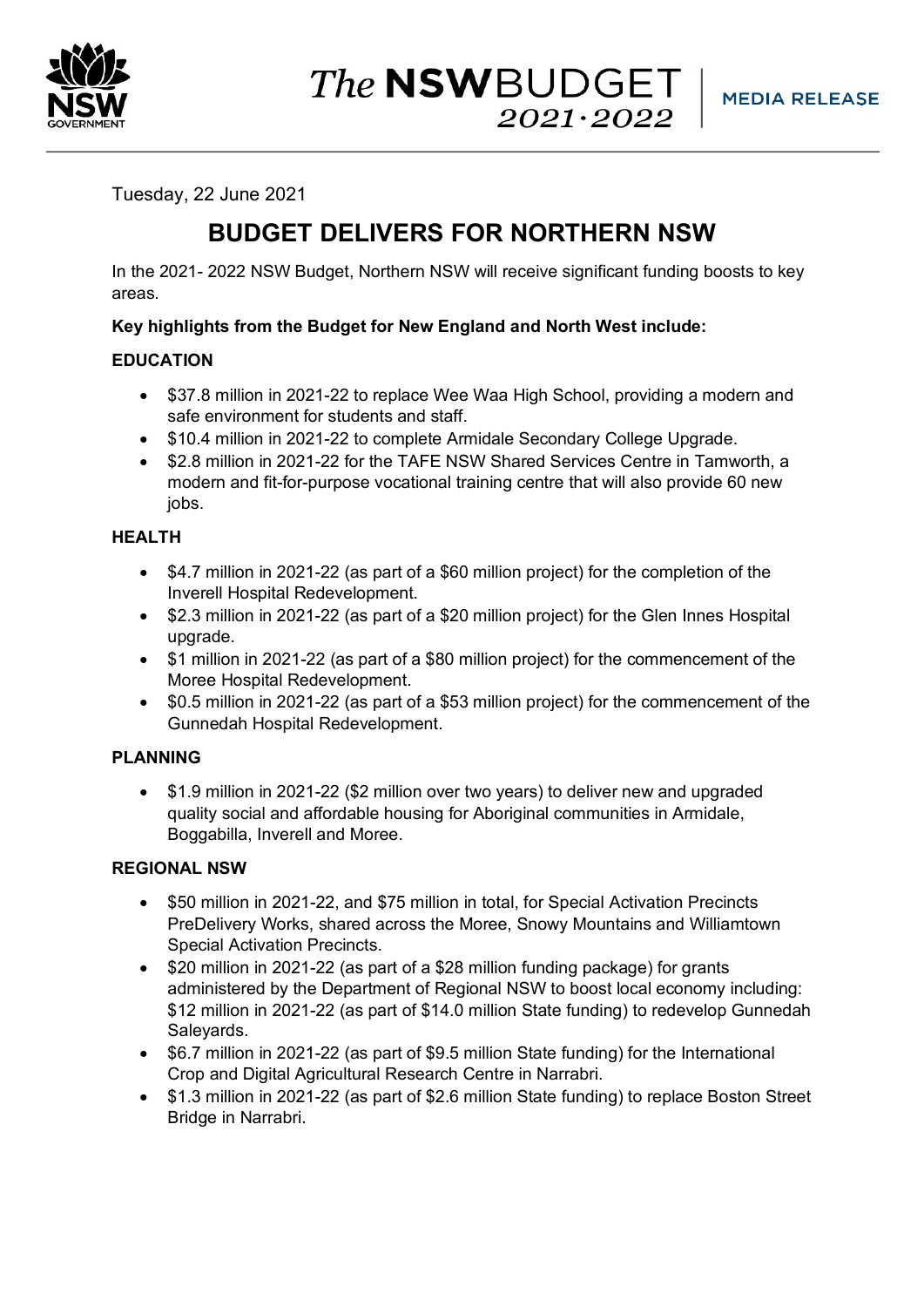The NSW BUDGET 2021·2022 | MEDIA RELEASE

Tuesday, 22 June 2021

# BUDGET DELIVERS FOR NORTHERN NSW

In the 2021- 2022 NSW Budget, Northern NSW will receive significant funding boosts to key areas.

**Key highlights from the Budget for New England and North West include:**

## EDUCATION

- $37.8 million in 2021-22 to replace Wee Waa High School, providing a modern and safe environment for students and staff.
- $10.4 million in 2021-22 to complete Armidale Secondary College Upgrade.
- $2.8 million in 2021-22 for the TAFE NSW Shared Services Centre in Tamworth, a modern and fit-for-purpose vocational training centre that will also provide 60 new jobs.

## HEALTH

- $4.7 million in 2021-22 (as part of a $60 million project) for the completion of the Inverell Hospital Redevelopment.
- $2.3 million in 2021-22 (as part of a $20 million project) for the Glen Innes Hospital upgrade.
- $1 million in 2021-22 (as part of a $80 million project) for the commencement of the Moree Hospital Redevelopment.
- $0.5 million in 2021-22 (as part of a $53 million project) for the commencement of the Gunnedah Hospital Redevelopment.

## PLANNING

- $1.9 million in 2021-22 ($2 million over two years) to deliver new and upgraded quality social and affordable housing for Aboriginal communities in Armidale, Boggabilla, Inverell and Moree.

## REGIONAL NSW

- $50 million in 2021-22, and $75 million in total, for Special Activation Precincts PreDelivery Works, shared across the Moree, Snowy Mountains and Williamtown Special Activation Precincts.
- $20 million in 2021-22 (as part of a $28 million funding package) for grants administered by the Department of Regional NSW to boost local economy including: $12 million in 2021-22 (as part of $14.0 million State funding) to redevelop Gunnedah Saleyards.
- $6.7 million in 2021-22 (as part of $9.5 million State funding) for the International Crop and Digital Agricultural Research Centre in Narrabri.
- $1.3 million in 2021-22 (as part of $2.6 million State funding) to replace Boston Street Bridge in Narrabri.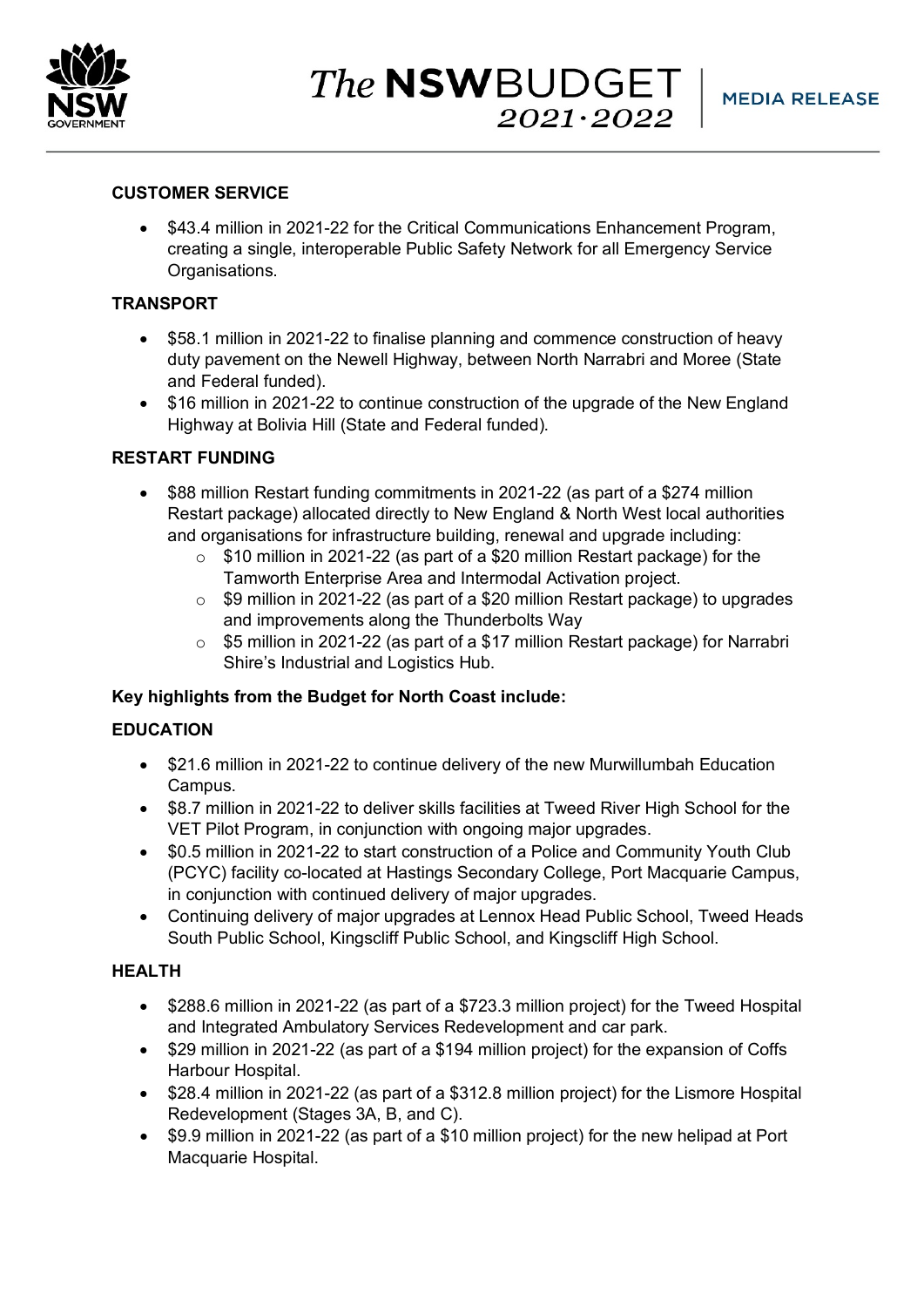**CUSTOMER SERVICE**

- $43.4 million in 2021-22 for the Critical Communications Enhancement Program, creating a single, interoperable Public Safety Network for all Emergency Service Organisations.

**TRANSPORT**

- $58.1 million in 2021-22 to finalise planning and commence construction of heavy duty pavement on the Newell Highway, between North Narrabri and Moree (State and Federal funded).
- $16 million in 2021-22 to continue construction of the upgrade of the New England Highway at Bolivia Hill (State and Federal funded).

**RESTART FUNDING**

- $88 million Restart funding commitments in 2021-22 (as part of a $274 million Restart package) allocated directly to New England & North West local authorities and organisations for infrastructure building, renewal and upgrade including:
  - $10 million in 2021-22 (as part of a $20 million Restart package) for the Tamworth Enterprise Area and Intermodal Activation project.
  - $9 million in 2021-22 (as part of a $20 million Restart package) to upgrades and improvements along the Thunderbolts Way
  - $5 million in 2021-22 (as part of a $17 million Restart package) for Narrabri Shire's Industrial and Logistics Hub.

**Key highlights from the Budget for North Coast include:**

**EDUCATION**

- $21.6 million in 2021-22 to continue delivery of the new Murwillumbah Education Campus.
- $8.7 million in 2021-22 to deliver skills facilities at Tweed River High School for the VET Pilot Program, in conjunction with ongoing major upgrades.
- $0.5 million in 2021-22 to start construction of a Police and Community Youth Club (PCYC) facility co-located at Hastings Secondary College, Port Macquarie Campus, in conjunction with continued delivery of major upgrades.
- Continuing delivery of major upgrades at Lennox Head Public School, Tweed Heads South Public School, Kingscliff Public School, and Kingscliff High School.

**HEALTH**

- $288.6 million in 2021-22 (as part of a $723.3 million project) for the Tweed Hospital and Integrated Ambulatory Services Redevelopment and car park.
- $29 million in 2021-22 (as part of a $194 million project) for the expansion of Coffs Harbour Hospital.
- $28.4 million in 2021-22 (as part of a $312.8 million project) for the Lismore Hospital Redevelopment (Stages 3A, B, and C).
- $9.9 million in 2021-22 (as part of a $10 million project) for the new helipad at Port Macquarie Hospital.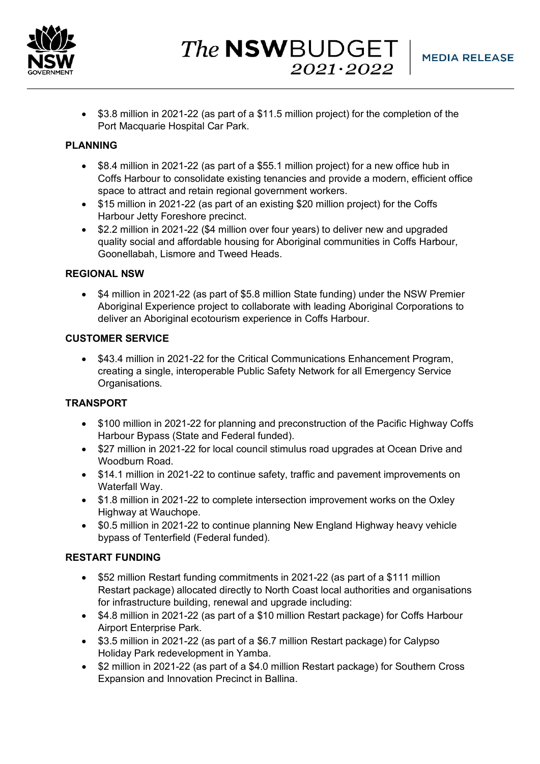- $3.8 million in 2021-22 (as part of a $11.5 million project) for the completion of the Port Macquarie Hospital Car Park.

**PLANNING**

- $8.4 million in 2021-22 (as part of a $55.1 million project) for a new office hub in Coffs Harbour to consolidate existing tenancies and provide a modern, efficient office space to attract and retain regional government workers.
- $15 million in 2021-22 (as part of an existing $20 million project) for the Coffs Harbour Jetty Foreshore precinct.
- $2.2 million in 2021-22 ($4 million over four years) to deliver new and upgraded quality social and affordable housing for Aboriginal communities in Coffs Harbour, Goonellabah, Lismore and Tweed Heads.

**REGIONAL NSW**

- $4 million in 2021-22 (as part of $5.8 million State funding) under the NSW Premier Aboriginal Experience project to collaborate with leading Aboriginal Corporations to deliver an Aboriginal ecotourism experience in Coffs Harbour.

**CUSTOMER SERVICE**

- $43.4 million in 2021-22 for the Critical Communications Enhancement Program, creating a single, interoperable Public Safety Network for all Emergency Service Organisations.

**TRANSPORT**

- $100 million in 2021-22 for planning and preconstruction of the Pacific Highway Coffs Harbour Bypass (State and Federal funded).
- $27 million in 2021-22 for local council stimulus road upgrades at Ocean Drive and Woodburn Road.
- $14.1 million in 2021-22 to continue safety, traffic and pavement improvements on Waterfall Way.
- $1.8 million in 2021-22 to complete intersection improvement works on the Oxley Highway at Wauchope.
- $0.5 million in 2021-22 to continue planning New England Highway heavy vehicle bypass of Tenterfield (Federal funded).

**RESTART FUNDING**

- $52 million Restart funding commitments in 2021-22 (as part of a $111 million Restart package) allocated directly to North Coast local authorities and organisations for infrastructure building, renewal and upgrade including:
- $4.8 million in 2021-22 (as part of a $10 million Restart package) for Coffs Harbour Airport Enterprise Park.
- $3.5 million in 2021-22 (as part of a $6.7 million Restart package) for Calypso Holiday Park redevelopment in Yamba.
- $2 million in 2021-22 (as part of a $4.0 million Restart package) for Southern Cross Expansion and Innovation Precinct in Ballina.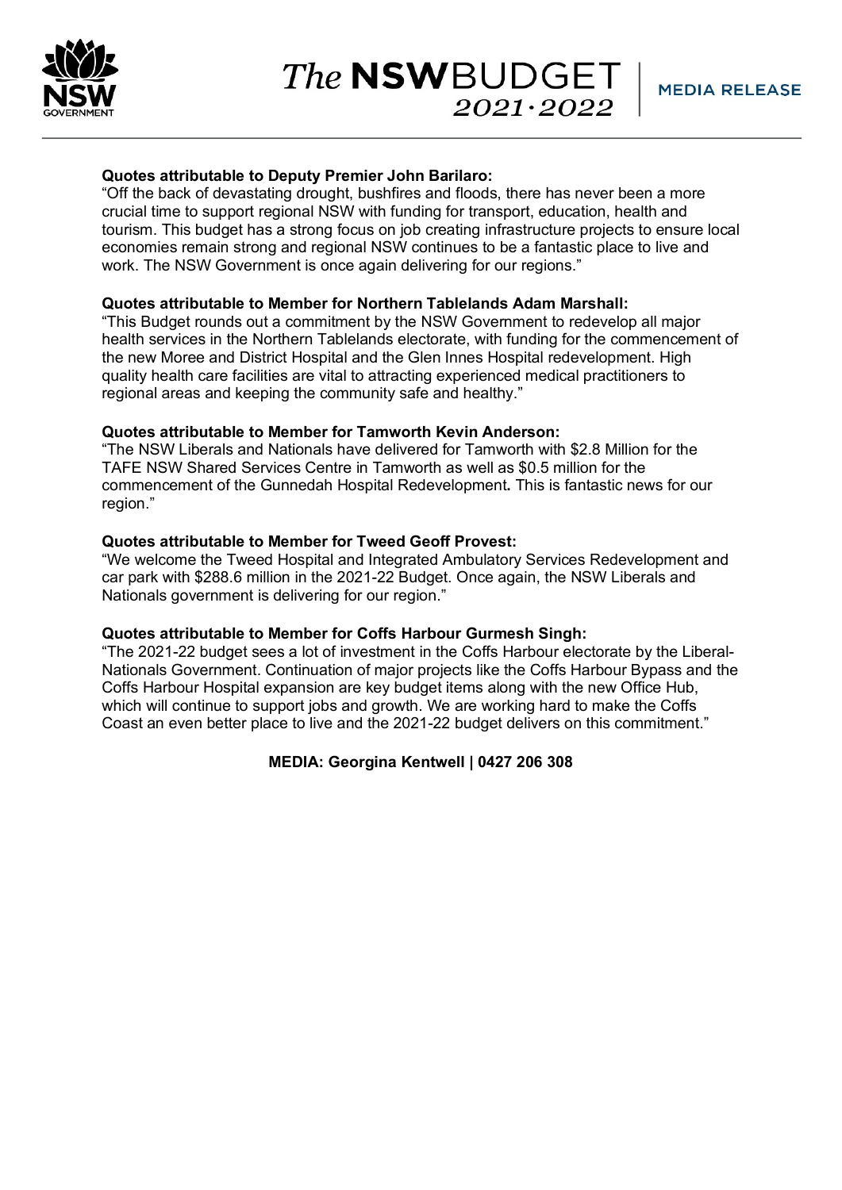**Quotes attributable to Deputy Premier John Barilaro:**
"Off the back of devastating drought, bushfires and floods, there has never been a more crucial time to support regional NSW with funding for transport, education, health and tourism. This budget has a strong focus on job creating infrastructure projects to ensure local economies remain strong and regional NSW continues to be a fantastic place to live and work. The NSW Government is once again delivering for our regions."

**Quotes attributable to Member for Northern Tablelands Adam Marshall:**
"This Budget rounds out a commitment by the NSW Government to redevelop all major health services in the Northern Tablelands electorate, with funding for the commencement of the new Moree and District Hospital and the Glen Innes Hospital redevelopment. High quality health care facilities are vital to attracting experienced medical practitioners to regional areas and keeping the community safe and healthy."

**Quotes attributable to Member for Tamworth Kevin Anderson:**
"The NSW Liberals and Nationals have delivered for Tamworth with $2.8 Million for the TAFE NSW Shared Services Centre in Tamworth as well as $0.5 million for the commencement of the Gunnedah Hospital Redevelopment**.** This is fantastic news for our region."

**Quotes attributable to Member for Tweed Geoff Provest:**
"We welcome the Tweed Hospital and Integrated Ambulatory Services Redevelopment and car park with $288.6 million in the 2021-22 Budget. Once again, the NSW Liberals and Nationals government is delivering for our region."

**Quotes attributable to Member for Coffs Harbour Gurmesh Singh:**
"The 2021-22 budget sees a lot of investment in the Coffs Harbour electorate by the Liberal-Nationals Government. Continuation of major projects like the Coffs Harbour Bypass and the Coffs Harbour Hospital expansion are key budget items along with the new Office Hub, which will continue to support jobs and growth. We are working hard to make the Coffs Coast an even better place to live and the 2021-22 budget delivers on this commitment."

**MEDIA: Georgina Kentwell | 0427 206 308**